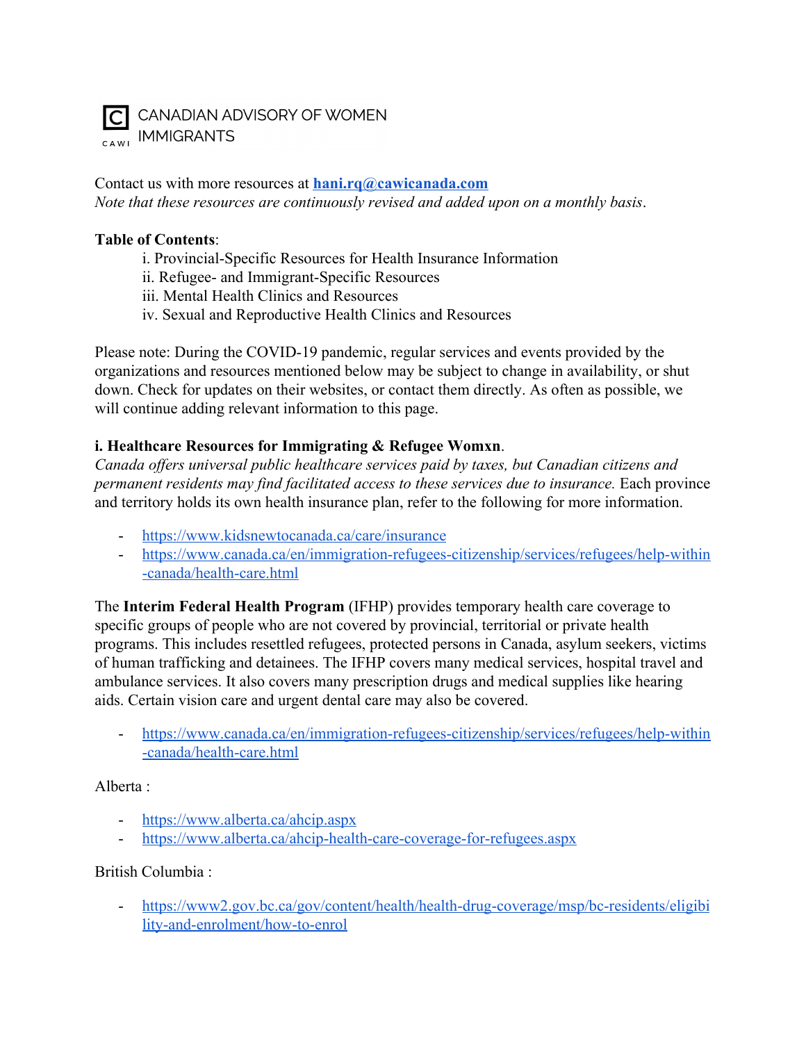CANADIAN ADVISORY OF WOMEN IMMIGRANTS

Contact us with more resources at **hani.rq@cawicanada.com**
*Note that these resources are continuously revised and added upon on a monthly basis*.

**Table of Contents**:

i. Provincial-Specific Resources for Health Insurance Information
ii. Refugee- and Immigrant-Specific Resources
iii. Mental Health Clinics and Resources
iv. Sexual and Reproductive Health Clinics and Resources

Please note: During the COVID-19 pandemic, regular services and events provided by the organizations and resources mentioned below may be subject to change in availability, or shut down. Check for updates on their websites, or contact them directly. As often as possible, we will continue adding relevant information to this page.

**i. Healthcare Resources for Immigrating & Refugee Womxn**.

*Canada offers universal public healthcare services paid by taxes, but Canadian citizens and permanent residents may find facilitated access to these services due to insurance.* Each province and territory holds its own health insurance plan, refer to the following for more information.

- https://www.kidsnewtocanada.ca/care/insurance
- https://www.canada.ca/en/immigration-refugees-citizenship/services/refugees/help-within-canada/health-care.html

The **Interim Federal Health Program** (IFHP) provides temporary health care coverage to specific groups of people who are not covered by provincial, territorial or private health programs. This includes resettled refugees, protected persons in Canada, asylum seekers, victims of human trafficking and detainees. The IFHP covers many medical services, hospital travel and ambulance services. It also covers many prescription drugs and medical supplies like hearing aids. Certain vision care and urgent dental care may also be covered.

- https://www.canada.ca/en/immigration-refugees-citizenship/services/refugees/help-within-canada/health-care.html

Alberta :

- https://www.alberta.ca/ahcip.aspx
- https://www.alberta.ca/ahcip-health-care-coverage-for-refugees.aspx

British Columbia :

- https://www2.gov.bc.ca/gov/content/health/health-drug-coverage/msp/bc-residents/eligibility-and-enrolment/how-to-enrol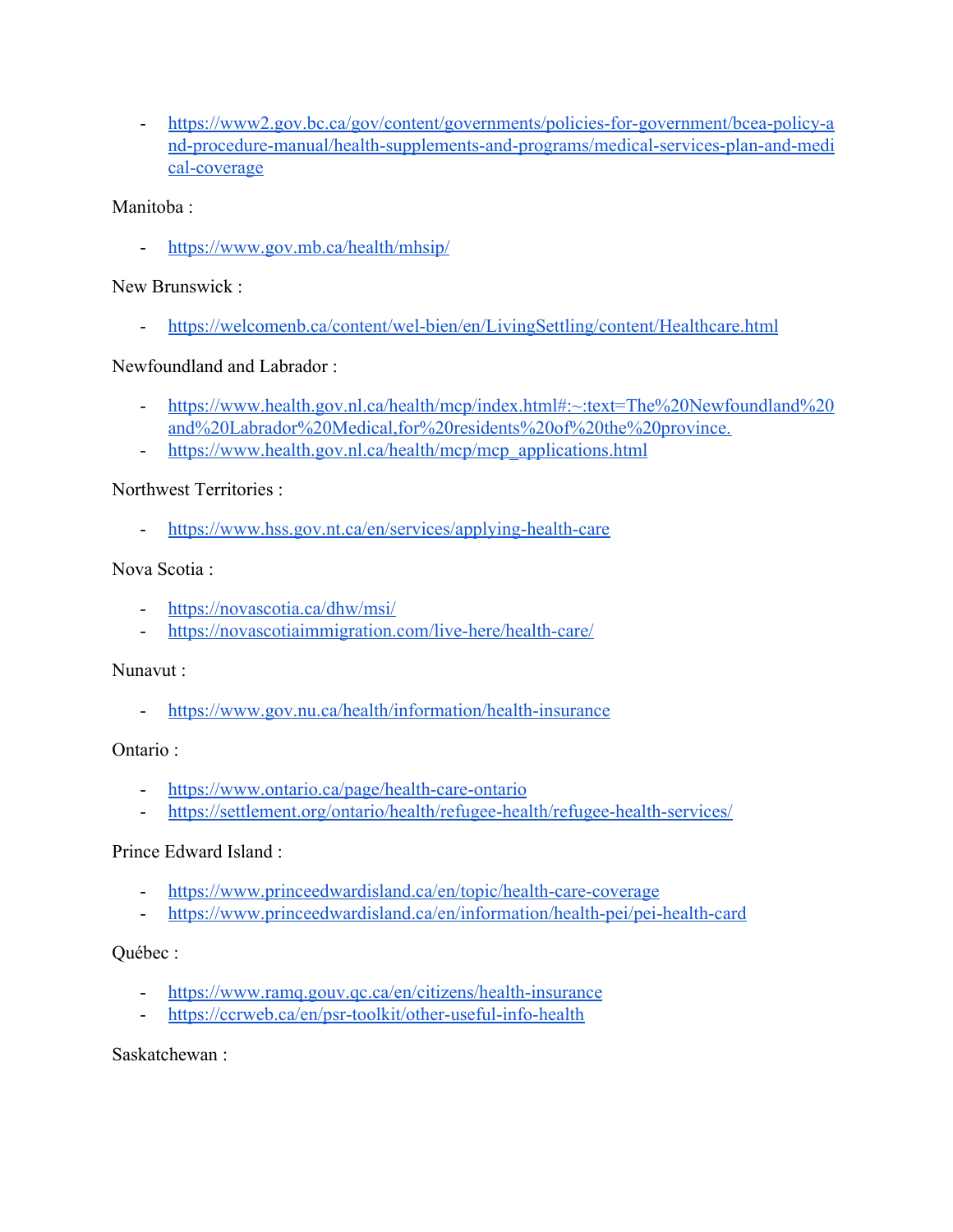- https://www2.gov.bc.ca/gov/content/governments/policies-for-government/bcea-policy-and-procedure-manual/health-supplements-and-programs/medical-services-plan-and-medical-coverage

Manitoba :

- https://www.gov.mb.ca/health/mhsip/

New Brunswick :

- https://welcomenb.ca/content/wel-bien/en/LivingSettling/content/Healthcare.html

Newfoundland and Labrador :

- https://www.health.gov.nl.ca/health/mcp/index.html#:~:text=The%20Newfoundland%20and%20Labrador%20Medical,for%20residents%20of%20the%20province.
- https://www.health.gov.nl.ca/health/mcp/mcp_applications.html

Northwest Territories :

- https://www.hss.gov.nt.ca/en/services/applying-health-care

Nova Scotia :

- https://novascotia.ca/dhw/msi/
- https://novascotiaimmigration.com/live-here/health-care/

Nunavut :

- https://www.gov.nu.ca/health/information/health-insurance

Ontario :

- https://www.ontario.ca/page/health-care-ontario
- https://settlement.org/ontario/health/refugee-health/refugee-health-services/

Prince Edward Island :

- https://www.princeedwardisland.ca/en/topic/health-care-coverage
- https://www.princeedwardisland.ca/en/information/health-pei/pei-health-card

Québec :

- https://www.ramq.gouv.qc.ca/en/citizens/health-insurance
- https://ccrweb.ca/en/psr-toolkit/other-useful-info-health

Saskatchewan :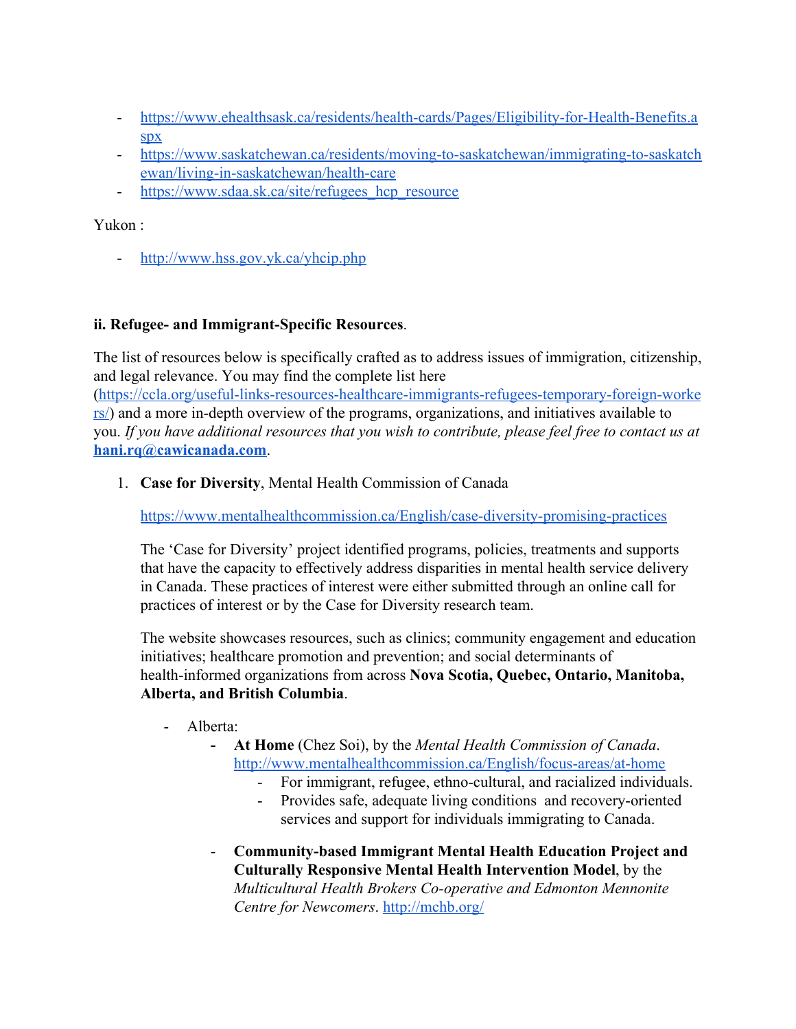- [https://www.ehealthsask.ca/residents/health-cards/Pages/Eligibility-for-Health-Benefits.aspx](https://www.ehealthsask.ca/residents/health-cards/Pages/Eligibility-for-Health-Benefits.aspx)
- [https://www.saskatchewan.ca/residents/moving-to-saskatchewan/immigrating-to-saskatchewan/living-in-saskatchewan/health-care](https://www.saskatchewan.ca/residents/moving-to-saskatchewan/immigrating-to-saskatchewan/living-in-saskatchewan/health-care)
- [https://www.sdaa.sk.ca/site/refugees_hcp_resource](https://www.sdaa.sk.ca/site/refugees_hcp_resource)

Yukon :

- [http://www.hss.gov.yk.ca/yhcip.php](http://www.hss.gov.yk.ca/yhcip.php)

**ii. Refugee- and Immigrant-Specific Resources**.

The list of resources below is specifically crafted as to address issues of immigration, citizenship, and legal relevance. You may find the complete list here ([https://ccla.org/useful-links-resources-healthcare-immigrants-refugees-temporary-foreign-workers/](https://ccla.org/useful-links-resources-healthcare-immigrants-refugees-temporary-foreign-workers/)) and a more in-depth overview of the programs, organizations, and initiatives available to you. *If you have additional resources that you wish to contribute, please feel free to contact us at* **[hani.rq@cawicanada.com](mailto:hani.rq@cawicanada.com)**.

1. **Case for Diversity**, Mental Health Commission of Canada

   [https://www.mentalhealthcommission.ca/English/case-diversity-promising-practices](https://www.mentalhealthcommission.ca/English/case-diversity-promising-practices)

   The 'Case for Diversity' project identified programs, policies, treatments and supports that have the capacity to effectively address disparities in mental health service delivery in Canada. These practices of interest were either submitted through an online call for practices of interest or by the Case for Diversity research team.

   The website showcases resources, such as clinics; community engagement and education initiatives; healthcare promotion and prevention; and social determinants of health-informed organizations from across **Nova Scotia, Quebec, Ontario, Manitoba, Alberta, and British Columbia**.

   - Alberta:
     - **At Home** (Chez Soi), by the *Mental Health Commission of Canada*. [http://www.mentalhealthcommission.ca/English/focus-areas/at-home](http://www.mentalhealthcommission.ca/English/focus-areas/at-home)
       - For immigrant, refugee, ethno-cultural, and racialized individuals.
       - Provides safe, adequate living conditions and recovery-oriented services and support for individuals immigrating to Canada.
     - **Community-based Immigrant Mental Health Education Project and Culturally Responsive Mental Health Intervention Model**, by the *Multicultural Health Brokers Co-operative and Edmonton Mennonite Centre for Newcomers*. [http://mchb.org/](http://mchb.org/)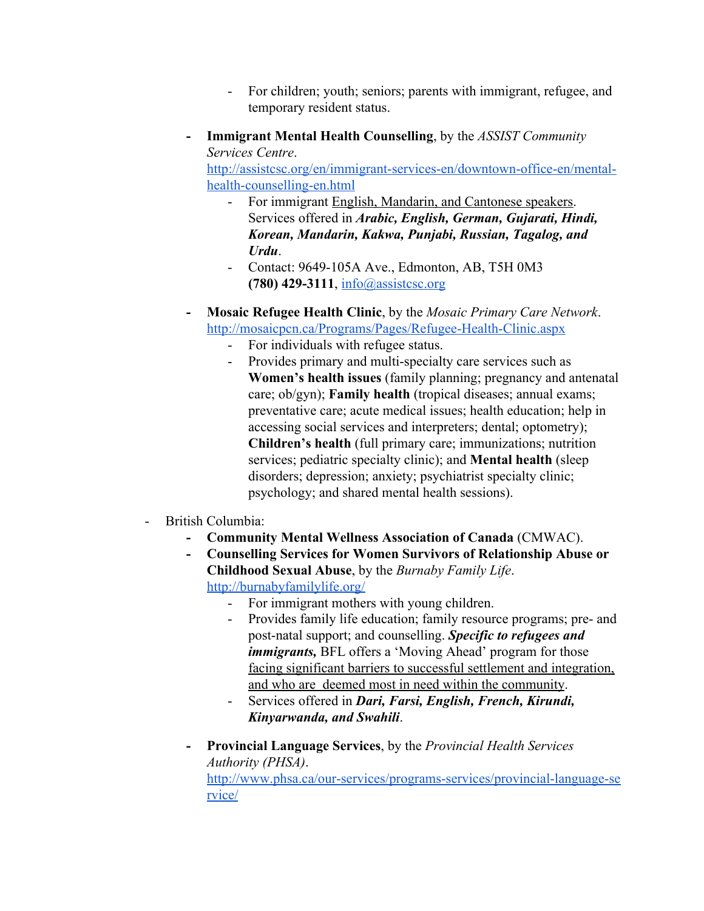- For children; youth; seniors; parents with immigrant, refugee, and temporary resident status.

    - **Immigrant Mental Health Counselling**, by the *ASSIST Community Services Centre*. http://assistcsc.org/en/immigrant-services-en/downtown-office-en/mental-health-counselling-en.html
        - For immigrant <u>English, Mandarin, and Cantonese speakers</u>. Services offered in ***Arabic, English, German, Gujarati, Hindi, Korean, Mandarin, Kakwa, Punjabi, Russian, Tagalog, and Urdu***.
        - Contact: 9649-105A Ave., Edmonton, AB, T5H 0M3 **(780) 429-3111**, info@assistcsc.org

    - **Mosaic Refugee Health Clinic**, by the *Mosaic Primary Care Network*. http://mosaicpcn.ca/Programs/Pages/Refugee-Health-Clinic.aspx
        - For individuals with refugee status.
        - Provides primary and multi-specialty care services such as **Women's health issues** (family planning; pregnancy and antenatal care; ob/gyn); **Family health** (tropical diseases; annual exams; preventative care; acute medical issues; health education; help in accessing social services and interpreters; dental; optometry); **Children's health** (full primary care; immunizations; nutrition services; pediatric specialty clinic); and **Mental health** (sleep disorders; depression; anxiety; psychiatrist specialty clinic; psychology; and shared mental health sessions).

- British Columbia:
    - **Community Mental Wellness Association of Canada** (CMWAC).
    - **Counselling Services for Women Survivors of Relationship Abuse or Childhood Sexual Abuse**, by the *Burnaby Family Life*. http://burnabyfamilylife.org/
        - For immigrant mothers with young children.
        - Provides family life education; family resource programs; pre- and post-natal support; and counselling. ***Specific to refugees and immigrants,*** BFL offers a 'Moving Ahead' program for those <u>facing significant barriers to successful settlement and integration, and who are deemed most in need within the community</u>.
        - Services offered in ***Dari, Farsi, English, French, Kirundi, Kinyarwanda, and Swahili***.

    - **Provincial Language Services**, by the *Provincial Health Services Authority (PHSA)*. http://www.phsa.ca/our-services/programs-services/provincial-language-service/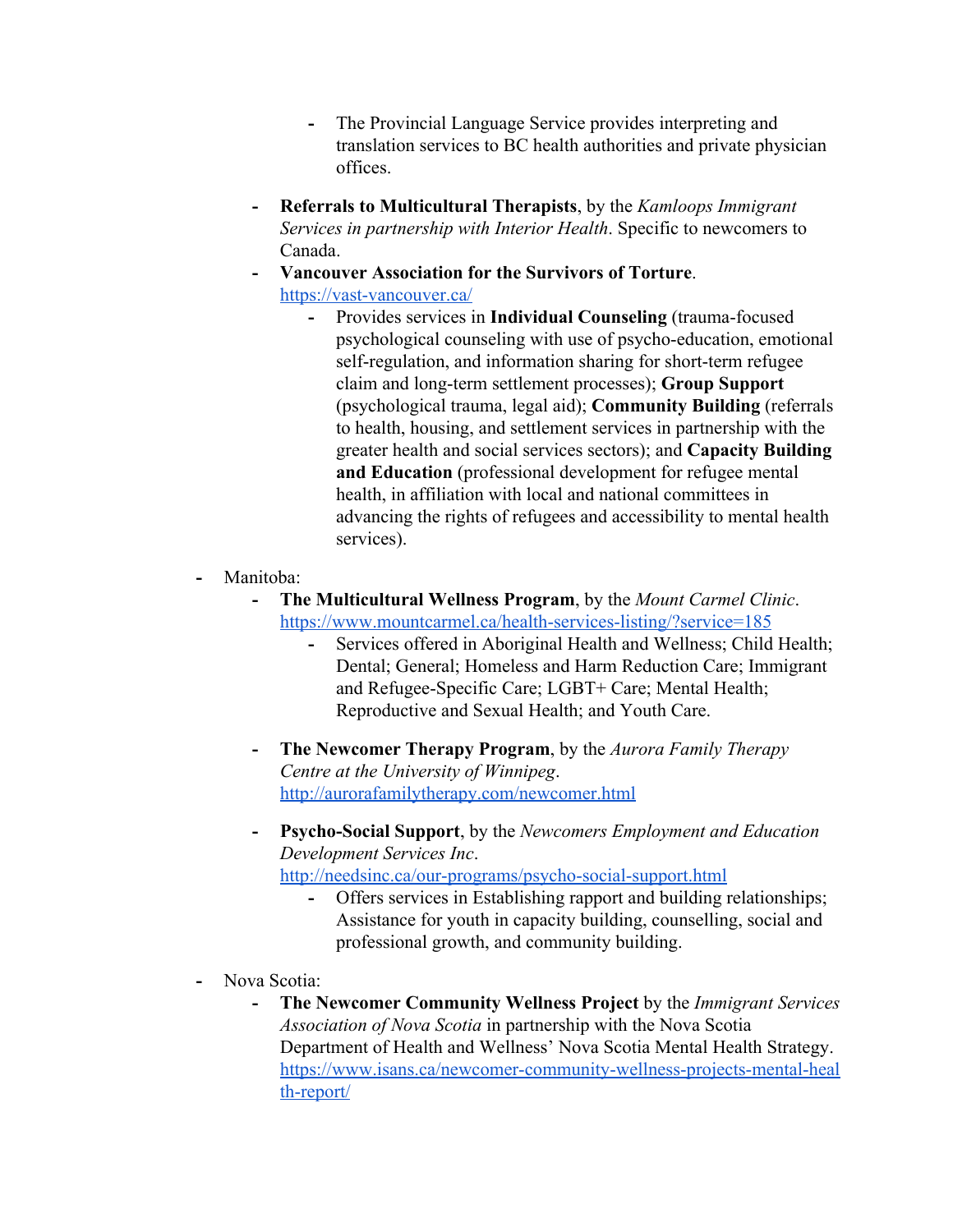- The Provincial Language Service provides interpreting and translation services to BC health authorities and private physician offices.
    - **Referrals to Multicultural Therapists**, by the *Kamloops Immigrant Services in partnership with Interior Health*. Specific to newcomers to Canada.
    - **Vancouver Association for the Survivors of Torture**. https://vast-vancouver.ca/
        - Provides services in **Individual Counseling** (trauma-focused psychological counseling with use of psycho-education, emotional self-regulation, and information sharing for short-term refugee claim and long-term settlement processes); **Group Support** (psychological trauma, legal aid); **Community Building** (referrals to health, housing, and settlement services in partnership with the greater health and social services sectors); and **Capacity Building and Education** (professional development for refugee mental health, in affiliation with local and national committees in advancing the rights of refugees and accessibility to mental health services).

- Manitoba:
    - **The Multicultural Wellness Program**, by the *Mount Carmel Clinic*. https://www.mountcarmel.ca/health-services-listing/?service=185
        - Services offered in Aboriginal Health and Wellness; Child Health; Dental; General; Homeless and Harm Reduction Care; Immigrant and Refugee-Specific Care; LGBT+ Care; Mental Health; Reproductive and Sexual Health; and Youth Care.
    - **The Newcomer Therapy Program**, by the *Aurora Family Therapy Centre at the University of Winnipeg*. http://aurorafamilytherapy.com/newcomer.html
    - **Psycho-Social Support**, by the *Newcomers Employment and Education Development Services Inc*. http://needsinc.ca/our-programs/psycho-social-support.html
        - Offers services in Establishing rapport and building relationships; Assistance for youth in capacity building, counselling, social and professional growth, and community building.

- Nova Scotia:
    - **The Newcomer Community Wellness Project** by the *Immigrant Services Association of Nova Scotia* in partnership with the Nova Scotia Department of Health and Wellness' Nova Scotia Mental Health Strategy. https://www.isans.ca/newcomer-community-wellness-projects-mental-health-report/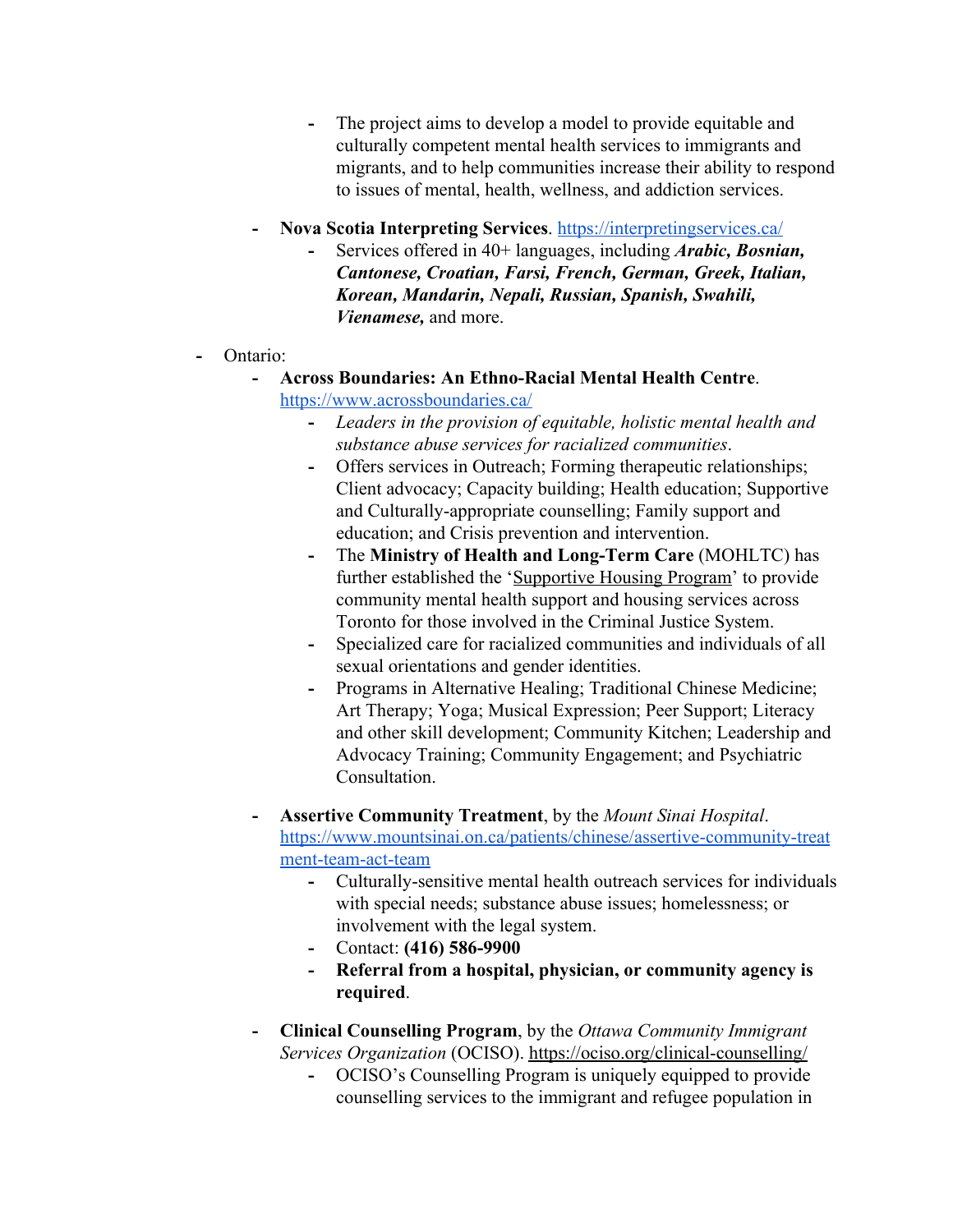- The project aims to develop a model to provide equitable and culturally competent mental health services to immigrants and migrants, and to help communities increase their ability to respond to issues of mental, health, wellness, and addiction services.
    - **Nova Scotia Interpreting Services**. [https://interpretingservices.ca/](https://interpretingservices.ca/)
        - Services offered in 40+ languages, including ***Arabic, Bosnian, Cantonese, Croatian, Farsi, French, German, Greek, Italian, Korean, Mandarin, Nepali, Russian, Spanish, Swahili, Vienamese,*** and more.
- Ontario:
    - **Across Boundaries: An Ethno-Racial Mental Health Centre**. [https://www.acrossboundaries.ca/](https://www.acrossboundaries.ca/)
        - *Leaders in the provision of equitable, holistic mental health and substance abuse services for racialized communities*.
        - Offers services in Outreach; Forming therapeutic relationships; Client advocacy; Capacity building; Health education; Supportive and Culturally-appropriate counselling; Family support and education; and Crisis prevention and intervention.
        - The **Ministry of Health and Long-Term Care** (MOHLTC) has further established the 'Supportive Housing Program' to provide community mental health support and housing services across Toronto for those involved in the Criminal Justice System.
        - Specialized care for racialized communities and individuals of all sexual orientations and gender identities.
        - Programs in Alternative Healing; Traditional Chinese Medicine; Art Therapy; Yoga; Musical Expression; Peer Support; Literacy and other skill development; Community Kitchen; Leadership and Advocacy Training; Community Engagement; and Psychiatric Consultation.
    - **Assertive Community Treatment**, by the *Mount Sinai Hospital*. [https://www.mountsinai.on.ca/patients/chinese/assertive-community-treatment-team-act-team](https://www.mountsinai.on.ca/patients/chinese/assertive-community-treatment-team-act-team)
        - Culturally-sensitive mental health outreach services for individuals with special needs; substance abuse issues; homelessness; or involvement with the legal system.
        - Contact: **(416) 586-9900**
        - **Referral from a hospital, physician, or community agency is required**.
    - **Clinical Counselling Program**, by the *Ottawa Community Immigrant Services Organization* (OCISO). [https://ociso.org/clinical-counselling/](https://ociso.org/clinical-counselling/)
        - OCISO's Counselling Program is uniquely equipped to provide counselling services to the immigrant and refugee population in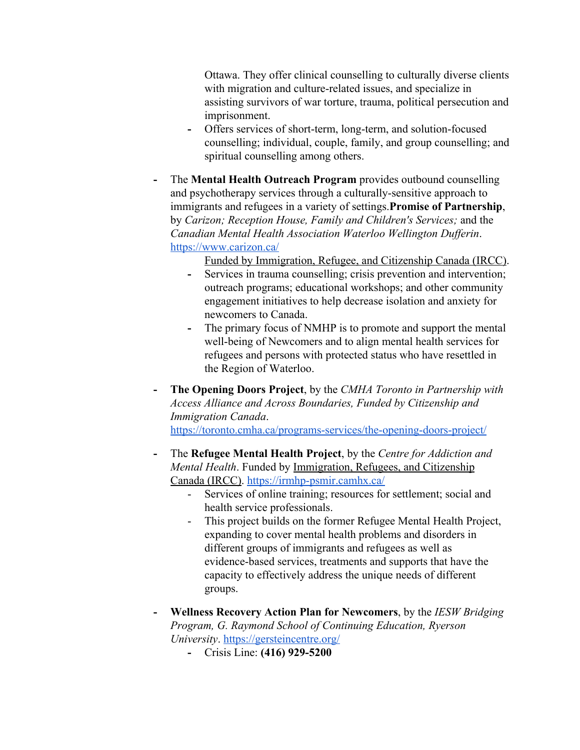Ottawa. They offer clinical counselling to culturally diverse clients with migration and culture-related issues, and specialize in assisting survivors of war torture, trauma, political persecution and imprisonment.
    - Offers services of short-term, long-term, and solution-focused counselling; individual, couple, family, and group counselling; and spiritual counselling among others.

- The **Mental Health Outreach Program** provides outbound counselling and psychotherapy services through a culturally-sensitive approach to immigrants and refugees in a variety of settings.**Promise of Partnership**, by *Carizon; Reception House, Family and Children's Services;* and the *Canadian Mental Health Association Waterloo Wellington Dufferin*. [https://www.carizon.ca/](https://www.carizon.ca/)
  Funded by Immigration, Refugee, and Citizenship Canada (IRCC).
    - Services in trauma counselling; crisis prevention and intervention; outreach programs; educational workshops; and other community engagement initiatives to help decrease isolation and anxiety for newcomers to Canada.
    - The primary focus of NMHP is to promote and support the mental well-being of Newcomers and to align mental health services for refugees and persons with protected status who have resettled in the Region of Waterloo.

- **The Opening Doors Project**, by the *CMHA Toronto in Partnership with Access Alliance and Across Boundaries, Funded by Citizenship and Immigration Canada*. [https://toronto.cmha.ca/programs-services/the-opening-doors-project/](https://toronto.cmha.ca/programs-services/the-opening-doors-project/)

- The **Refugee Mental Health Project**, by the *Centre for Addiction and Mental Health*. Funded by Immigration, Refugees, and Citizenship Canada (IRCC). [https://irmhp-psmir.camhx.ca/](https://irmhp-psmir.camhx.ca/)
    - Services of online training; resources for settlement; social and health service professionals.
    - This project builds on the former Refugee Mental Health Project, expanding to cover mental health problems and disorders in different groups of immigrants and refugees as well as evidence-based services, treatments and supports that have the capacity to effectively address the unique needs of different groups.

- **Wellness Recovery Action Plan for Newcomers**, by the *IESW Bridging Program, G. Raymond School of Continuing Education, Ryerson University*. [https://gersteincentre.org/](https://gersteincentre.org/)
    - Crisis Line: **(416) 929-5200**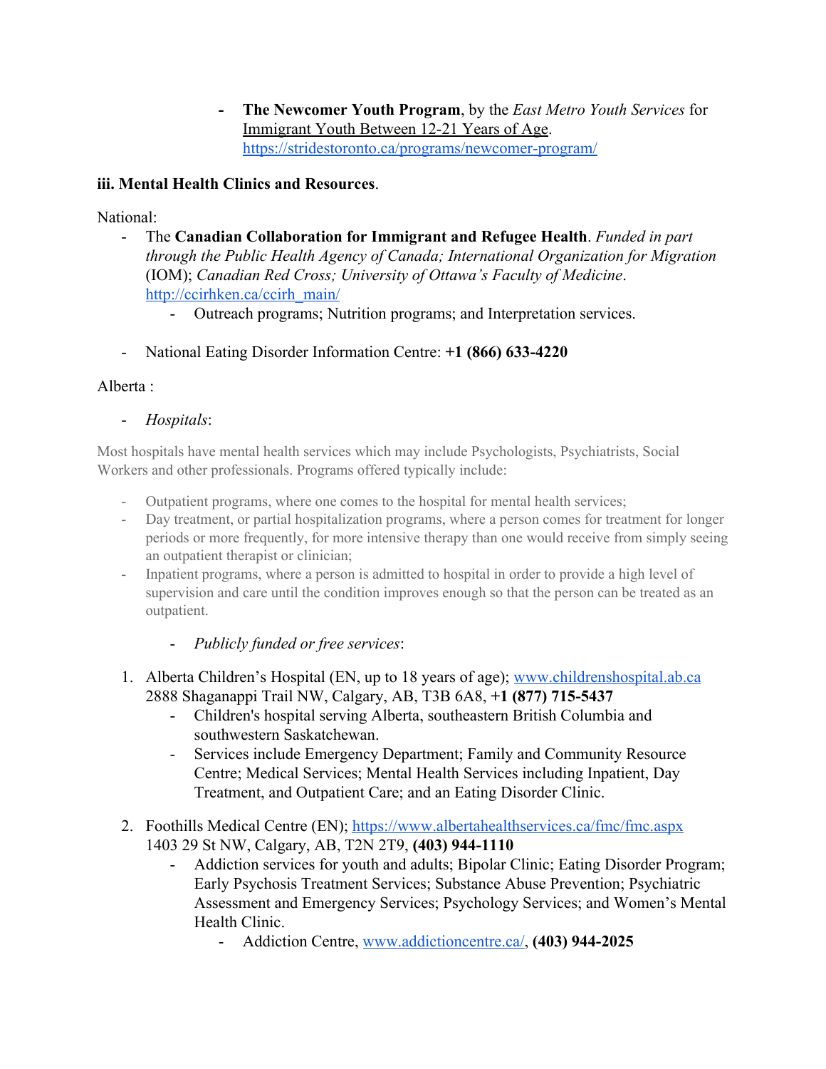- **The Newcomer Youth Program**, by the *East Metro Youth Services* for Immigrant Youth Between 12-21 Years of Age. https://stridestoronto.ca/programs/newcomer-program/

**iii. Mental Health Clinics and Resources**.

National:

- The **Canadian Collaboration for Immigrant and Refugee Health**. *Funded in part through the Public Health Agency of Canada; International Organization for Migration* (IOM); *Canadian Red Cross; University of Ottawa's Faculty of Medicine*. http://ccirhken.ca/ccirh_main/
  - Outreach programs; Nutrition programs; and Interpretation services.

- National Eating Disorder Information Centre: **+1 (866) 633-4220**

Alberta :

- *Hospitals*:

Most hospitals have mental health services which may include Psychologists, Psychiatrists, Social Workers and other professionals. Programs offered typically include:

- Outpatient programs, where one comes to the hospital for mental health services;
- Day treatment, or partial hospitalization programs, where a person comes for treatment for longer periods or more frequently, for more intensive therapy than one would receive from simply seeing an outpatient therapist or clinician;
- Inpatient programs, where a person is admitted to hospital in order to provide a high level of supervision and care until the condition improves enough so that the person can be treated as an outpatient.

  - *Publicly funded or free services*:

1. Alberta Children's Hospital (EN, up to 18 years of age); www.childrenshospital.ab.ca
   2888 Shaganappi Trail NW, Calgary, AB, T3B 6A8, **+1 (877) 715-5437**
   - Children's hospital serving Alberta, southeastern British Columbia and southwestern Saskatchewan.
   - Services include Emergency Department; Family and Community Resource Centre; Medical Services; Mental Health Services including Inpatient, Day Treatment, and Outpatient Care; and an Eating Disorder Clinic.

2. Foothills Medical Centre (EN); https://www.albertahealthservices.ca/fmc/fmc.aspx
   1403 29 St NW, Calgary, AB, T2N 2T9, **(403) 944-1110**
   - Addiction services for youth and adults; Bipolar Clinic; Eating Disorder Program; Early Psychosis Treatment Services; Substance Abuse Prevention; Psychiatric Assessment and Emergency Services; Psychology Services; and Women's Mental Health Clinic.
     - Addiction Centre, www.addictioncentre.ca/, **(403) 944-2025**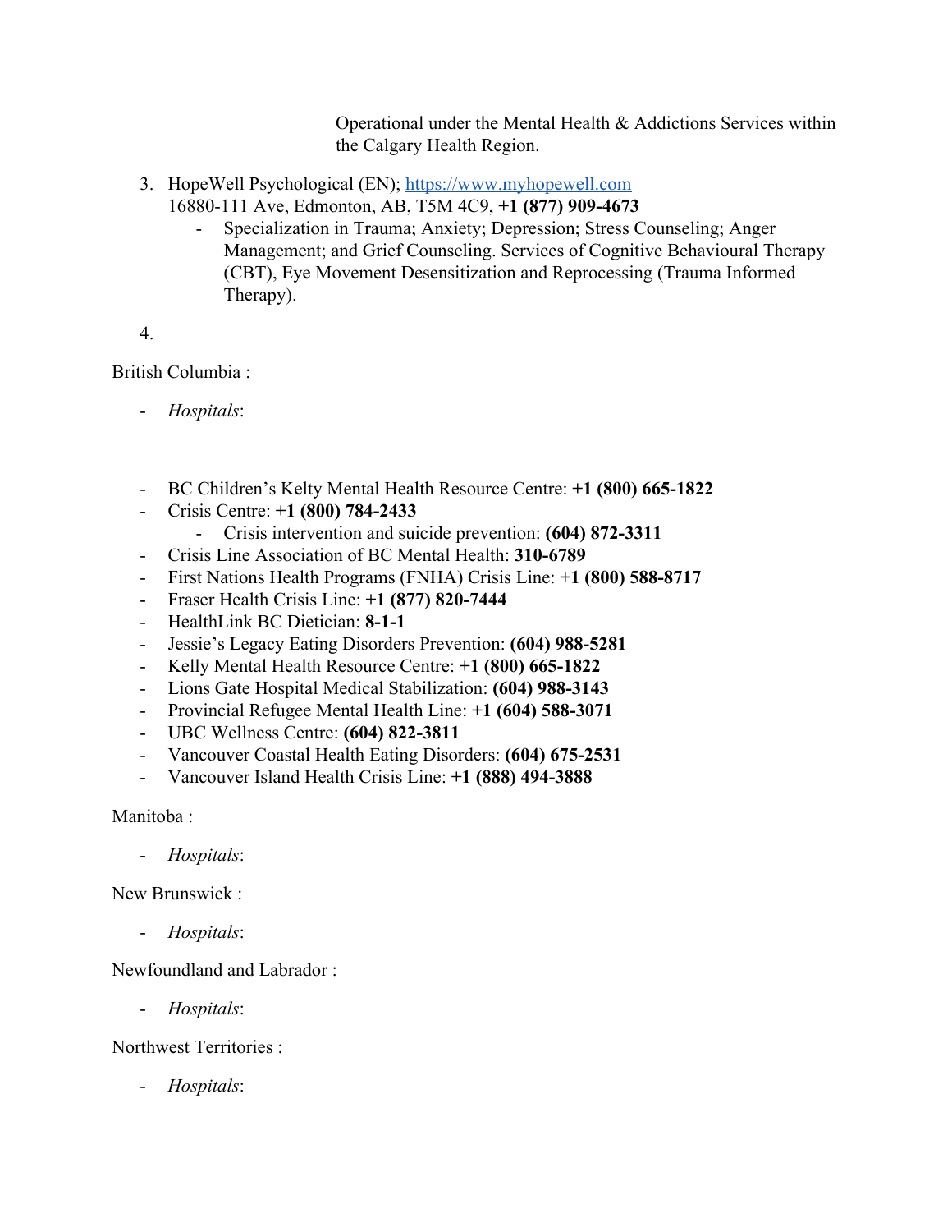Operational under the Mental Health & Addictions Services within the Calgary Health Region.

3. HopeWell Psychological (EN); https://www.myhopewell.com
   16880-111 Ave, Edmonton, AB, T5M 4C9, **+1 (877) 909-4673**
   - Specialization in Trauma; Anxiety; Depression; Stress Counseling; Anger Management; and Grief Counseling. Services of Cognitive Behavioural Therapy (CBT), Eye Movement Desensitization and Reprocessing (Trauma Informed Therapy).

4.

British Columbia :

- *Hospitals*:

- BC Children's Kelty Mental Health Resource Centre: **+1 (800) 665-1822**
- Crisis Centre: **+1 (800) 784-2433**
  - Crisis intervention and suicide prevention: **(604) 872-3311**
- Crisis Line Association of BC Mental Health: **310-6789**
- First Nations Health Programs (FNHA) Crisis Line: **+1 (800) 588-8717**
- Fraser Health Crisis Line: **+1 (877) 820-7444**
- HealthLink BC Dietician: **8-1-1**
- Jessie's Legacy Eating Disorders Prevention: **(604) 988-5281**
- Kelly Mental Health Resource Centre: **+1 (800) 665-1822**
- Lions Gate Hospital Medical Stabilization: **(604) 988-3143**
- Provincial Refugee Mental Health Line: **+1 (604) 588-3071**
- UBC Wellness Centre: **(604) 822-3811**
- Vancouver Coastal Health Eating Disorders: **(604) 675-2531**
- Vancouver Island Health Crisis Line: **+1 (888) 494-3888**

Manitoba :

- *Hospitals*:

New Brunswick :

- *Hospitals*:

Newfoundland and Labrador :

- *Hospitals*:

Northwest Territories :

- *Hospitals*: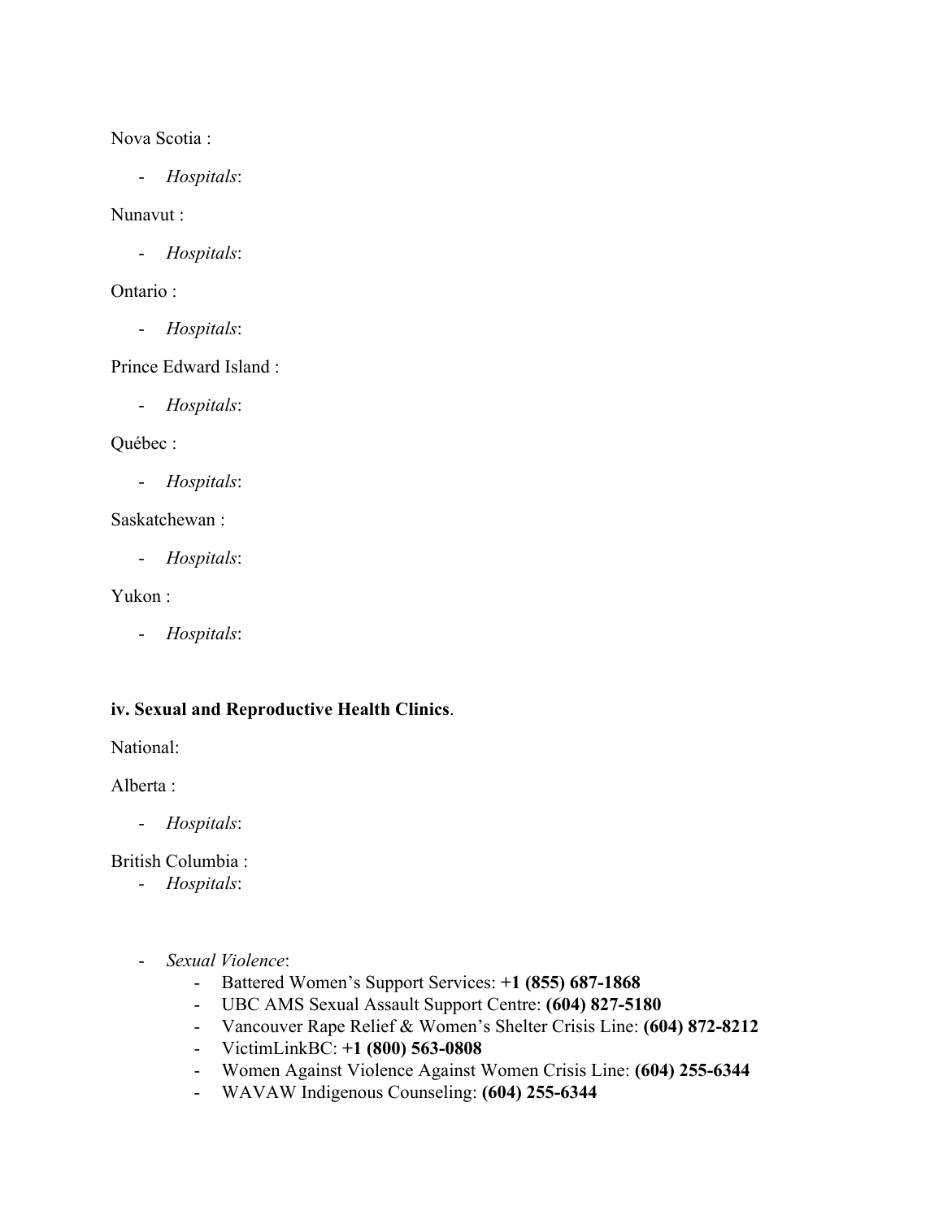Nova Scotia :

- *Hospitals*:

Nunavut :

- *Hospitals*:

Ontario :

- *Hospitals*:

Prince Edward Island :

- *Hospitals*:

Québec :

- *Hospitals*:

Saskatchewan :

- *Hospitals*:

Yukon :

- *Hospitals*:

**iv. Sexual and Reproductive Health Clinics**.

National:

Alberta :

- *Hospitals*:

British Columbia :

- *Hospitals*:

- *Sexual Violence*:
    - Battered Women's Support Services: **+1 (855) 687-1868**
    - UBC AMS Sexual Assault Support Centre: **(604) 827-5180**
    - Vancouver Rape Relief & Women's Shelter Crisis Line: **(604) 872-8212**
    - VictimLinkBC: **+1 (800) 563-0808**
    - Women Against Violence Against Women Crisis Line: **(604) 255-6344**
    - WAVAW Indigenous Counseling: **(604) 255-6344**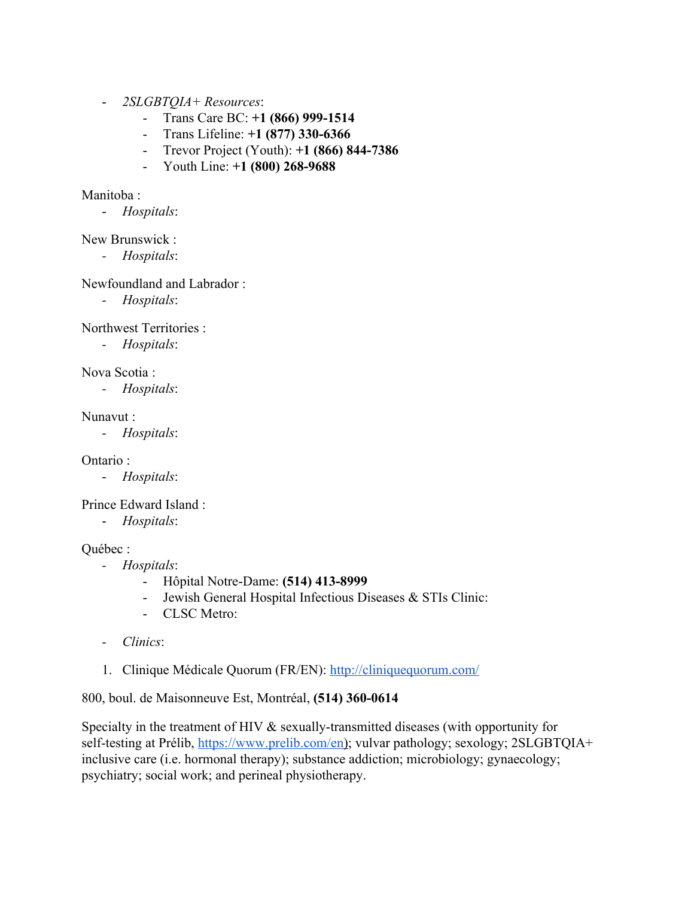- *2SLGBTQIA+ Resources*:
    - Trans Care BC: **+1 (866) 999-1514**
    - Trans Lifeline: **+1 (877) 330-6366**
    - Trevor Project (Youth): **+1 (866) 844-7386**
    - Youth Line: **+1 (800) 268-9688**

Manitoba :

- *Hospitals*:

New Brunswick :

- *Hospitals*:

Newfoundland and Labrador :

- *Hospitals*:

Northwest Territories :

- *Hospitals*:

Nova Scotia :

- *Hospitals*:

Nunavut :

- *Hospitals*:

Ontario :

- *Hospitals*:

Prince Edward Island :

- *Hospitals*:

Québec :

- *Hospitals*:
    - Hôpital Notre-Dame: **(514) 413-8999**
    - Jewish General Hospital Infectious Diseases & STIs Clinic:
    - CLSC Metro:

- *Clinics*:

1. Clinique Médicale Quorum (FR/EN): [http://cliniquequorum.com/](http://cliniquequorum.com/)

800, boul. de Maisonneuve Est, Montréal, **(514) 360-0614**

Specialty in the treatment of HIV & sexually-transmitted diseases (with opportunity for self-testing at Prélib, [https://www.prelib.com/en](https://www.prelib.com/en)); vulvar pathology; sexology; 2SLGBTQIA+ inclusive care (i.e. hormonal therapy); substance addiction; microbiology; gynaecology; psychiatry; social work; and perineal physiotherapy.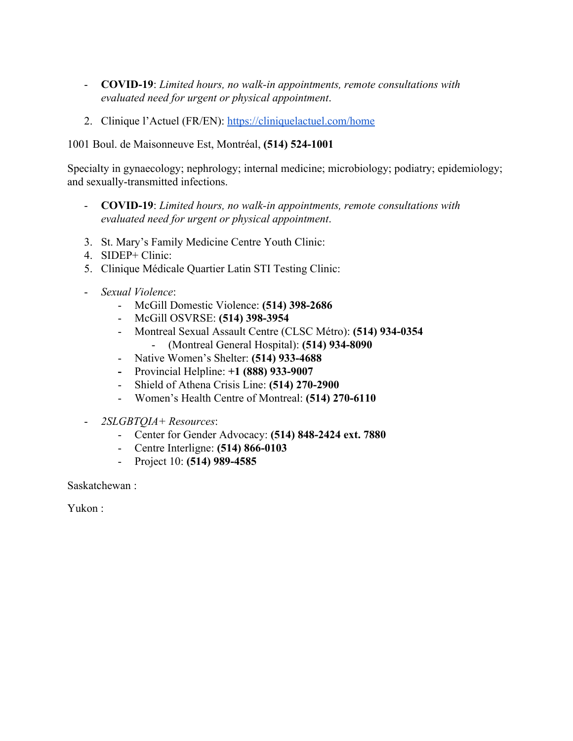- **COVID-19**: *Limited hours, no walk-in appointments, remote consultations with evaluated need for urgent or physical appointment*.

2. Clinique l'Actuel (FR/EN): [https://cliniquelactuel.com/home](https://cliniquelactuel.com/home)

1001 Boul. de Maisonneuve Est, Montréal, **(514) 524-1001**

Specialty in gynaecology; nephrology; internal medicine; microbiology; podiatry; epidemiology; and sexually-transmitted infections.

- **COVID-19**: *Limited hours, no walk-in appointments, remote consultations with evaluated need for urgent or physical appointment*.

3. St. Mary's Family Medicine Centre Youth Clinic:
4. SIDEP+ Clinic:
5. Clinique Médicale Quartier Latin STI Testing Clinic:

- *Sexual Violence*:
    - McGill Domestic Violence: **(514) 398-2686**
    - McGill OSVRSE: **(514) 398-3954**
    - Montreal Sexual Assault Centre (CLSC Métro): **(514) 934-0354**
        - (Montreal General Hospital): **(514) 934-8090**
    - Native Women's Shelter: **(514) 933-4688**
    - Provincial Helpline: **+1 (888) 933-9007**
    - Shield of Athena Crisis Line: **(514) 270-2900**
    - Women's Health Centre of Montreal: **(514) 270-6110**

- *2SLGBTQIA+ Resources*:
    - Center for Gender Advocacy: **(514) 848-2424 ext. 7880**
    - Centre Interligne: **(514) 866-0103**
    - Project 10: **(514) 989-4585**

Saskatchewan :

Yukon :